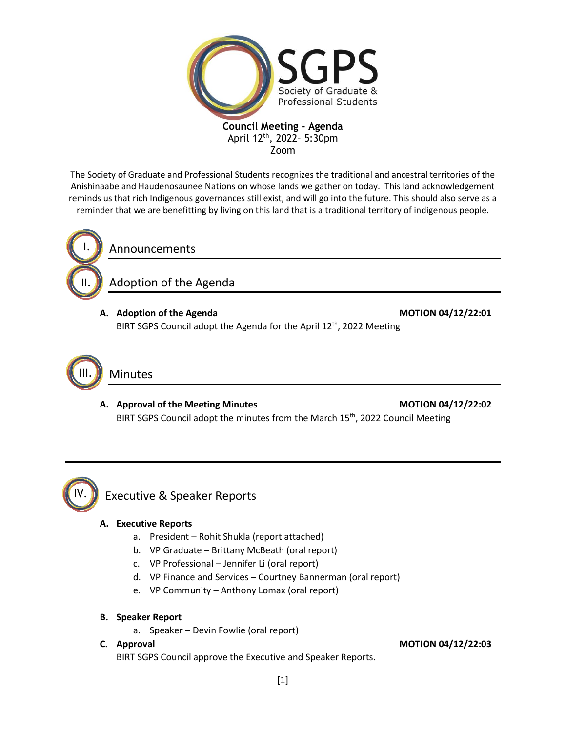# SGPS

Society of Graduate & Professional Students

**Council Meeting - Agenda**
April 12th, 2022– 5:30pm
Zoom

The Society of Graduate and Professional Students recognizes the traditional and ancestral territories of the Anishinaabe and Haudenosaunee Nations on whose lands we gather on today. This land acknowledgement reminds us that rich Indigenous governances still exist, and will go into the future. This should also serve as a reminder that we are benefitting by living on this land that is a traditional territory of indigenous people.

## I. Announcements

## II. Adoption of the Agenda

**A. Adoption of the Agenda** **MOTION 04/12/22:01**
BIRT SGPS Council adopt the Agenda for the April 12th, 2022 Meeting

## III. Minutes

**A. Approval of the Meeting Minutes** **MOTION 04/12/22:02**
BIRT SGPS Council adopt the minutes from the March 15th, 2022 Council Meeting

---

## IV. Executive & Speaker Reports

**A. Executive Reports**

a. President – Rohit Shukla (report attached)
b. VP Graduate – Brittany McBeath (oral report)
c. VP Professional – Jennifer Li (oral report)
d. VP Finance and Services – Courtney Bannerman (oral report)
e. VP Community – Anthony Lomax (oral report)

**B. Speaker Report**

a. Speaker – Devin Fowlie (oral report)

**C. Approval** **MOTION 04/12/22:03**
BIRT SGPS Council approve the Executive and Speaker Reports.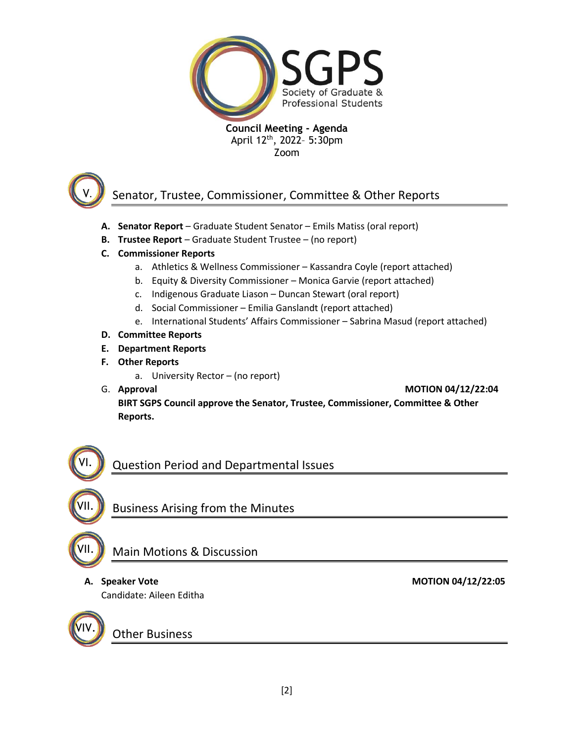SGPS Society of Graduate & Professional Students

**Council Meeting - Agenda**
April 12th, 2022– 5:30pm
Zoom

## V. Senator, Trustee, Commissioner, Committee & Other Reports

- **A. Senator Report** – Graduate Student Senator – Emils Matiss (oral report)
- **B. Trustee Report** – Graduate Student Trustee – (no report)
- **C. Commissioner Reports**
  - a. Athletics & Wellness Commissioner – Kassandra Coyle (report attached)
  - b. Equity & Diversity Commissioner – Monica Garvie (report attached)
  - c. Indigenous Graduate Liason – Duncan Stewart (oral report)
  - d. Social Commissioner – Emilia Ganslandt (report attached)
  - e. International Students' Affairs Commissioner – Sabrina Masud (report attached)
- **D. Committee Reports**
- **E. Department Reports**
- **F. Other Reports**
  - a. University Rector – (no report)
- G. **Approval** **MOTION 04/12/22:04**

  **BIRT SGPS Council approve the Senator, Trustee, Commissioner, Committee & Other Reports.**

## VI. Question Period and Departmental Issues

## VII. Business Arising from the Minutes

## VII. Main Motions & Discussion

**A. Speaker Vote** **MOTION 04/12/22:05**

Candidate: Aileen Editha

## VIV. Other Business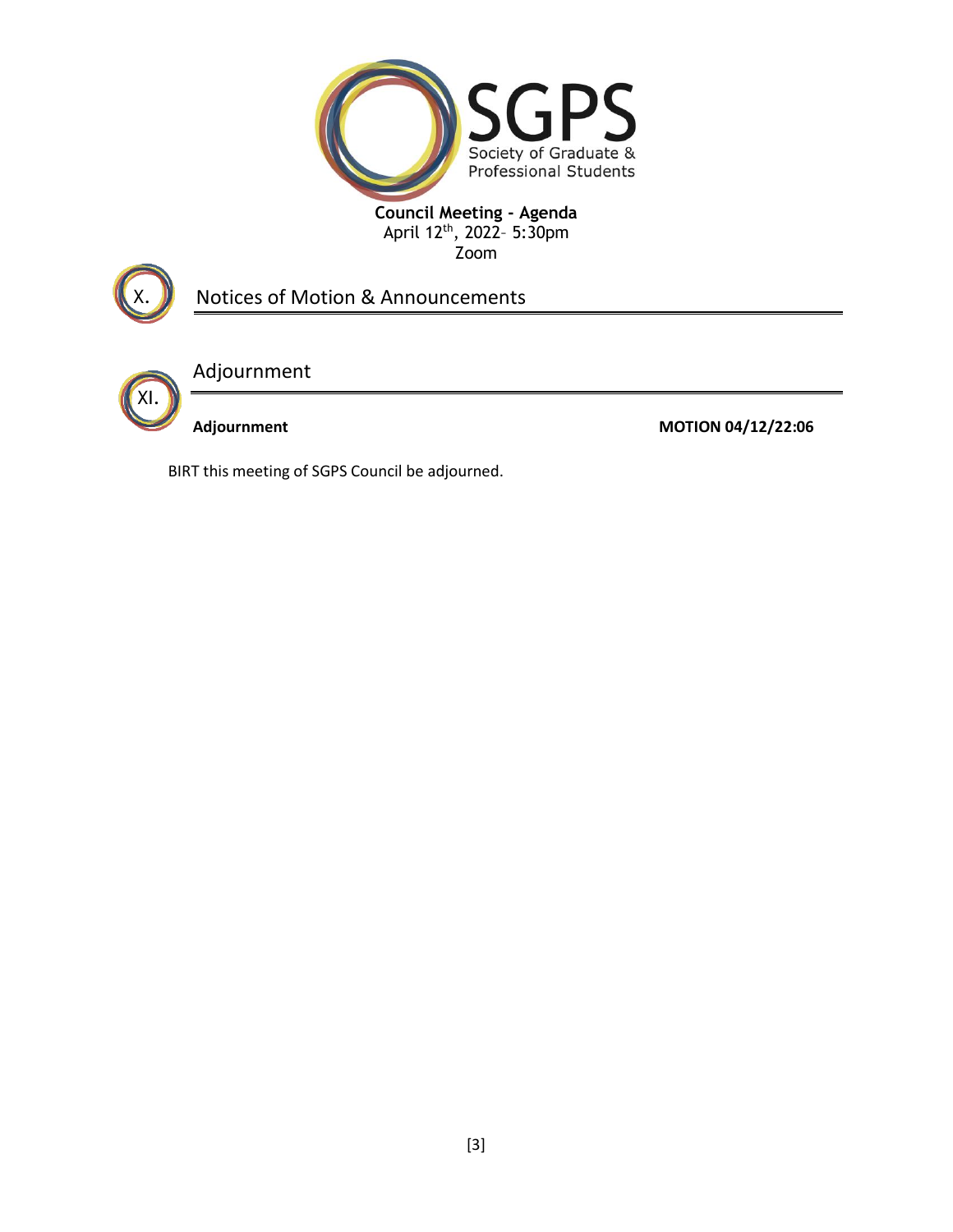SGPS
Society of Graduate & Professional Students

**Council Meeting - Agenda**
April 12th, 2022– 5:30pm
Zoom

## X. Notices of Motion & Announcements

## XI. Adjournment

**Adjournment** **MOTION 04/12/22:06**

BIRT this meeting of SGPS Council be adjourned.